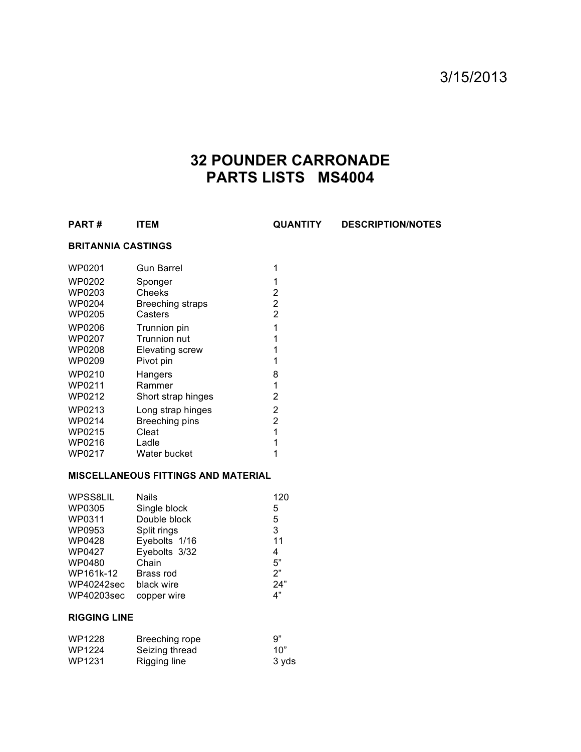3/15/2013

# 32 POUNDER CARRONADE
# PARTS LISTS MS4004

| PART # | ITEM | QUANTITY | DESCRIPTION/NOTES |
|---|---|---|---|
| **BRITANNIA CASTINGS** | | | |
| WP0201 | Gun Barrel | 1 | |
| WP0202 | Sponger | 1 | |
| WP0203 | Cheeks | 2 | |
| WP0204 | Breeching straps | 2 | |
| WP0205 | Casters | 2 | |
| WP0206 | Trunnion pin | 1 | |
| WP0207 | Trunnion nut | 1 | |
| WP0208 | Elevating screw | 1 | |
| WP0209 | Pivot pin | 1 | |
| WP0210 | Hangers | 8 | |
| WP0211 | Rammer | 1 | |
| WP0212 | Short strap hinges | 2 | |
| WP0213 | Long strap hinges | 2 | |
| WP0214 | Breeching pins | 2 | |
| WP0215 | Cleat | 1 | |
| WP0216 | Ladle | 1 | |
| WP0217 | Water bucket | 1 | |
| **MISCELLANEOUS FITTINGS AND MATERIAL** | | | |
| WPSS8LIL | Nails | 120 | |
| WP0305 | Single block | 5 | |
| WP0311 | Double block | 5 | |
| WP0953 | Split rings | 3 | |
| WP0428 | Eyebolts 1/16 | 11 | |
| WP0427 | Eyebolts 3/32 | 4 | |
| WP0480 | Chain | 5" | |
| WP161k-12 | Brass rod | 2" | |
| WP40242sec | black wire | 24" | |
| WP40203sec | copper wire | 4" | |
| **RIGGING LINE** | | | |
| WP1228 | Breeching rope | 9" | |
| WP1224 | Seizing thread | 10" | |
| WP1231 | Rigging line | 3 yds | |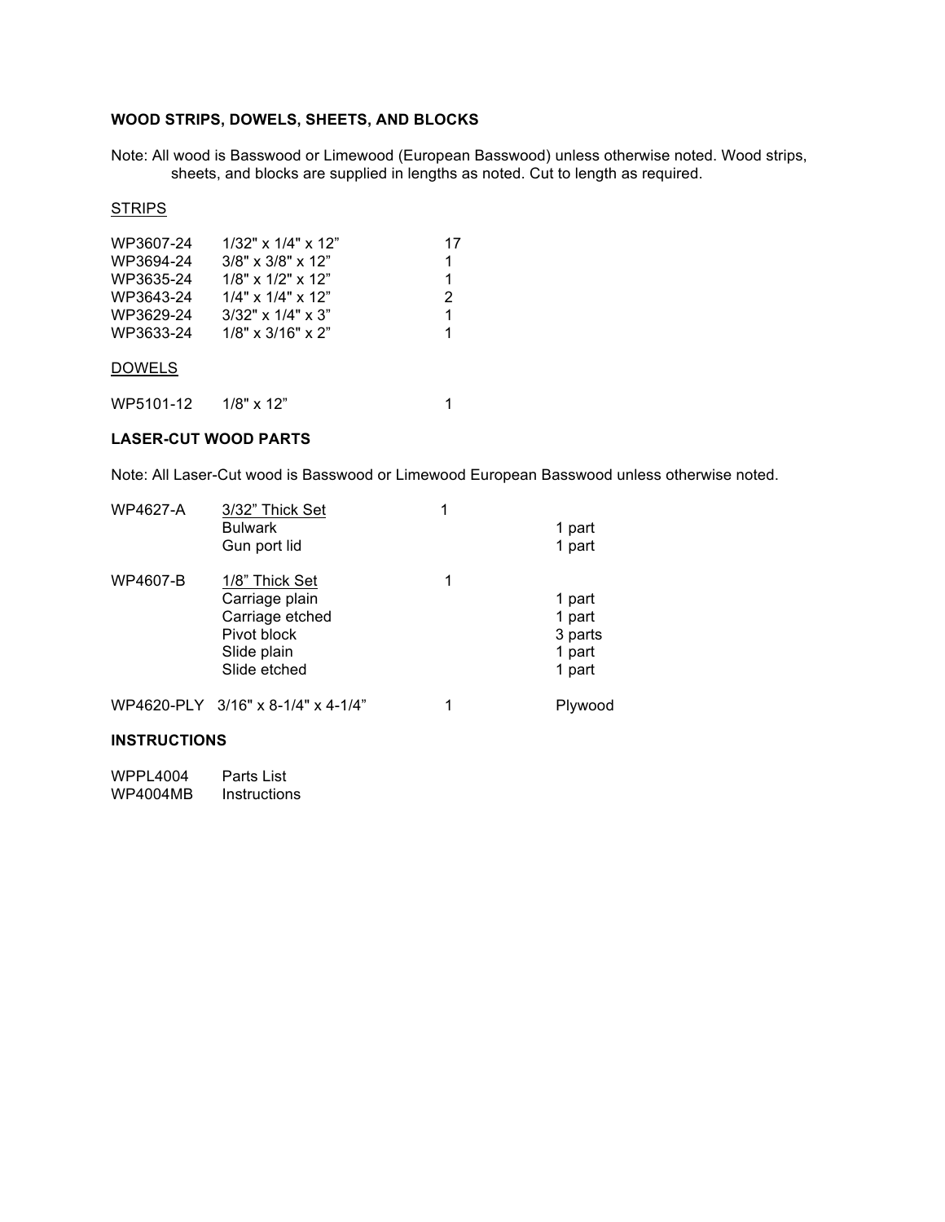**WOOD STRIPS, DOWELS, SHEETS, AND BLOCKS**

Note: All wood is Basswood or Limewood (European Basswood) unless otherwise noted. Wood strips, sheets, and blocks are supplied in lengths as noted. Cut to length as required.

STRIPS

| | | |
|---|---|---|
| WP3607-24 | 1/32" x 1/4" x 12” | 17 |
| WP3694-24 | 3/8" x 3/8" x 12” | 1 |
| WP3635-24 | 1/8" x 1/2" x 12” | 1 |
| WP3643-24 | 1/4" x 1/4" x 12” | 2 |
| WP3629-24 | 3/32" x 1/4" x 3” | 1 |
| WP3633-24 | 1/8" x 3/16" x 2” | 1 |

DOWELS

| | | |
|---|---|---|
| WP5101-12 | 1/8" x 12” | 1 |

**LASER-CUT WOOD PARTS**

Note: All Laser-Cut wood is Basswood or Limewood European Basswood unless otherwise noted.

| | | | |
|---|---|---|---|
| WP4627-A | 3/32” Thick Set | 1 | |
| | Bulwark | | 1 part |
| | Gun port lid | | 1 part |
| WP4607-B | 1/8” Thick Set | 1 | |
| | Carriage plain | | 1 part |
| | Carriage etched | | 1 part |
| | Pivot block | | 3 parts |
| | Slide plain | | 1 part |
| | Slide etched | | 1 part |
| WP4620-PLY | 3/16" x 8-1/4" x 4-1/4” | 1 | Plywood |

**INSTRUCTIONS**

| | |
|---|---|
| WPPL4004 | Parts List |
| WP4004MB | Instructions |